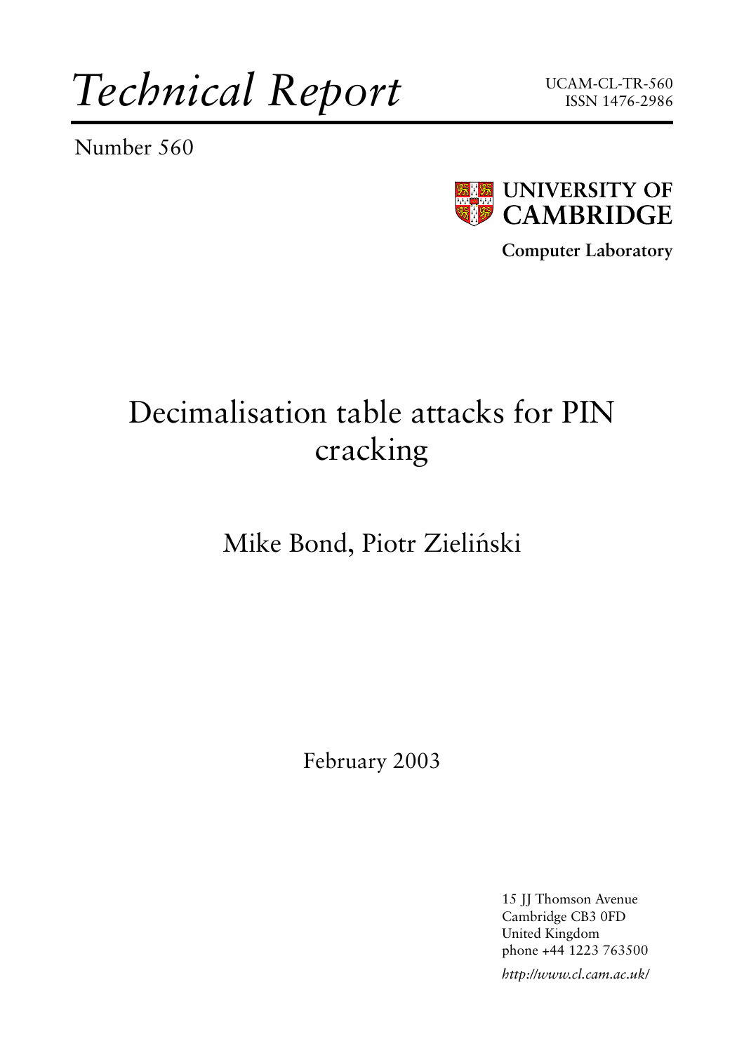# Technical Report

UCAM-CL-TR-560
ISSN 1476-2986

Number 560

**UNIVERSITY OF CAMBRIDGE**

**Computer Laboratory**

# Decimalisation table attacks for PIN cracking

Mike Bond, Piotr Zieliński

February 2003

15 JJ Thomson Avenue
Cambridge CB3 0FD
United Kingdom
phone +44 1223 763500

*http://www.cl.cam.ac.uk/*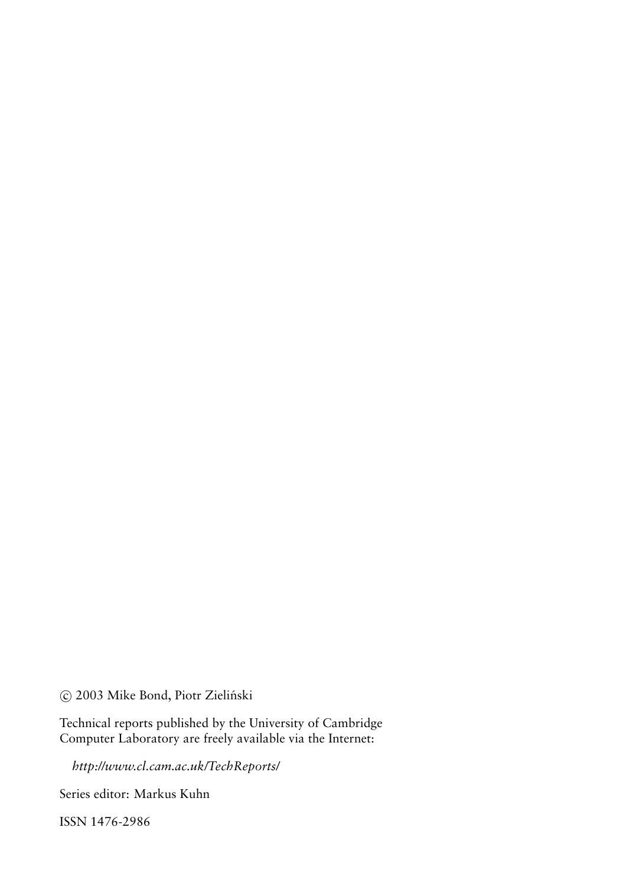© 2003 Mike Bond, Piotr Zieliński

Technical reports published by the University of Cambridge Computer Laboratory are freely available via the Internet:

*http://www.cl.cam.ac.uk/TechReports/*

Series editor: Markus Kuhn

ISSN 1476-2986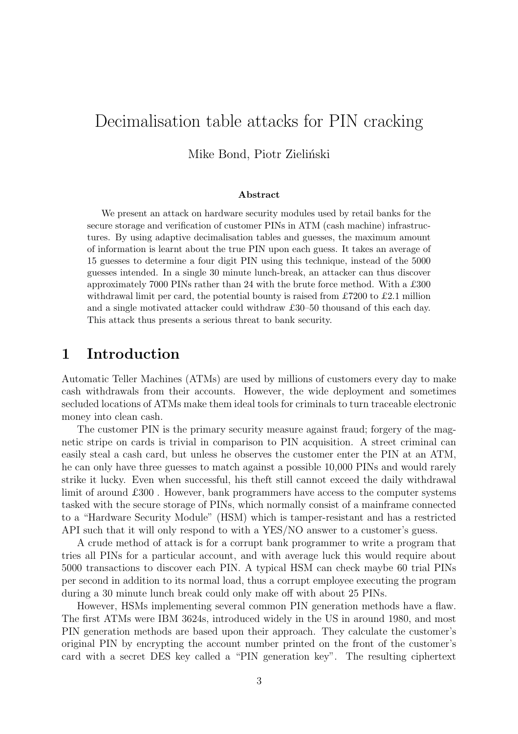# Decimalisation table attacks for PIN cracking

Mike Bond, Piotr Zieliński

### Abstract

We present an attack on hardware security modules used by retail banks for the secure storage and verification of customer PINs in ATM (cash machine) infrastructures. By using adaptive decimalisation tables and guesses, the maximum amount of information is learnt about the true PIN upon each guess. It takes an average of 15 guesses to determine a four digit PIN using this technique, instead of the 5000 guesses intended. In a single 30 minute lunch-break, an attacker can thus discover approximately 7000 PINs rather than 24 with the brute force method. With a £300 withdrawal limit per card, the potential bounty is raised from £7200 to £2.1 million and a single motivated attacker could withdraw £30–50 thousand of this each day. This attack thus presents a serious threat to bank security.

## 1 Introduction

Automatic Teller Machines (ATMs) are used by millions of customers every day to make cash withdrawals from their accounts. However, the wide deployment and sometimes secluded locations of ATMs make them ideal tools for criminals to turn traceable electronic money into clean cash.

The customer PIN is the primary security measure against fraud; forgery of the magnetic stripe on cards is trivial in comparison to PIN acquisition. A street criminal can easily steal a cash card, but unless he observes the customer enter the PIN at an ATM, he can only have three guesses to match against a possible 10,000 PINs and would rarely strike it lucky. Even when successful, his theft still cannot exceed the daily withdrawal limit of around £300 . However, bank programmers have access to the computer systems tasked with the secure storage of PINs, which normally consist of a mainframe connected to a "Hardware Security Module" (HSM) which is tamper-resistant and has a restricted API such that it will only respond to with a YES/NO answer to a customer's guess.

A crude method of attack is for a corrupt bank programmer to write a program that tries all PINs for a particular account, and with average luck this would require about 5000 transactions to discover each PIN. A typical HSM can check maybe 60 trial PINs per second in addition to its normal load, thus a corrupt employee executing the program during a 30 minute lunch break could only make off with about 25 PINs.

However, HSMs implementing several common PIN generation methods have a flaw. The first ATMs were IBM 3624s, introduced widely in the US in around 1980, and most PIN generation methods are based upon their approach. They calculate the customer's original PIN by encrypting the account number printed on the front of the customer's card with a secret DES key called a "PIN generation key". The resulting ciphertext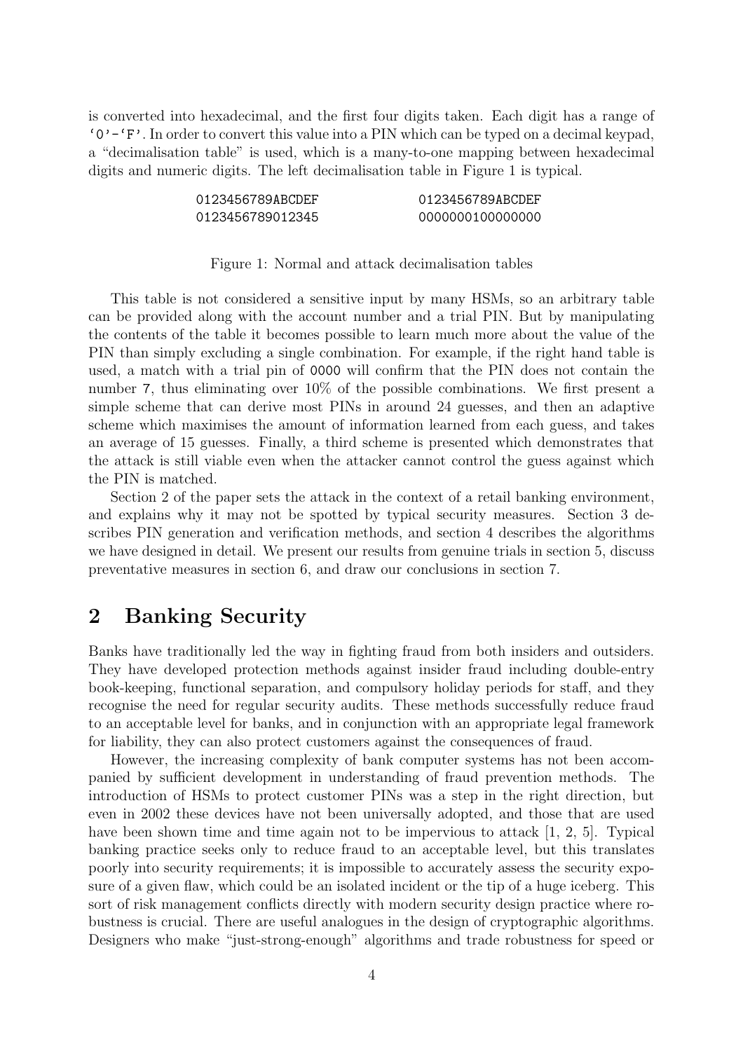is converted into hexadecimal, and the first four digits taken. Each digit has a range of '0'–'F'. In order to convert this value into a PIN which can be typed on a decimal keypad, a "decimalisation table" is used, which is a many-to-one mapping between hexadecimal digits and numeric digits. The left decimalisation table in Figure 1 is typical.

| | |
|---|---|
| `0123456789ABCDEF` | `0123456789ABCDEF` |
| `0123456789012345` | `0000000100000000` |

Figure 1: Normal and attack decimalisation tables

This table is not considered a sensitive input by many HSMs, so an arbitrary table can be provided along with the account number and a trial PIN. But by manipulating the contents of the table it becomes possible to learn much more about the value of the PIN than simply excluding a single combination. For example, if the right hand table is used, a match with a trial pin of `0000` will confirm that the PIN does not contain the number `7`, thus eliminating over 10% of the possible combinations. We first present a simple scheme that can derive most PINs in around 24 guesses, and then an adaptive scheme which maximises the amount of information learned from each guess, and takes an average of 15 guesses. Finally, a third scheme is presented which demonstrates that the attack is still viable even when the attacker cannot control the guess against which the PIN is matched.

Section 2 of the paper sets the attack in the context of a retail banking environment, and explains why it may not be spotted by typical security measures. Section 3 describes PIN generation and verification methods, and section 4 describes the algorithms we have designed in detail. We present our results from genuine trials in section 5, discuss preventative measures in section 6, and draw our conclusions in section 7.

## 2 Banking Security

Banks have traditionally led the way in fighting fraud from both insiders and outsiders. They have developed protection methods against insider fraud including double-entry book-keeping, functional separation, and compulsory holiday periods for staff, and they recognise the need for regular security audits. These methods successfully reduce fraud to an acceptable level for banks, and in conjunction with an appropriate legal framework for liability, they can also protect customers against the consequences of fraud.

However, the increasing complexity of bank computer systems has not been accompanied by sufficient development in understanding of fraud prevention methods. The introduction of HSMs to protect customer PINs was a step in the right direction, but even in 2002 these devices have not been universally adopted, and those that are used have been shown time and time again not to be impervious to attack [1, 2, 5]. Typical banking practice seeks only to reduce fraud to an acceptable level, but this translates poorly into security requirements; it is impossible to accurately assess the security exposure of a given flaw, which could be an isolated incident or the tip of a huge iceberg. This sort of risk management conflicts directly with modern security design practice where robustness is crucial. There are useful analogues in the design of cryptographic algorithms. Designers who make "just-strong-enough" algorithms and trade robustness for speed or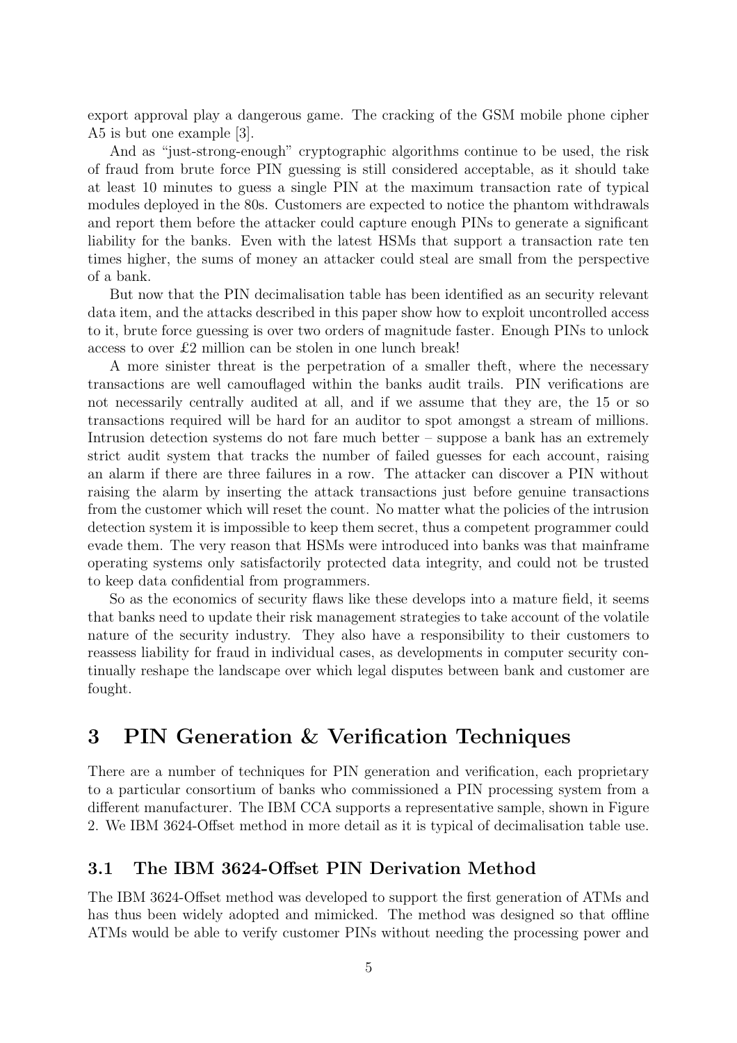export approval play a dangerous game. The cracking of the GSM mobile phone cipher A5 is but one example [3].

And as "just-strong-enough" cryptographic algorithms continue to be used, the risk of fraud from brute force PIN guessing is still considered acceptable, as it should take at least 10 minutes to guess a single PIN at the maximum transaction rate of typical modules deployed in the 80s. Customers are expected to notice the phantom withdrawals and report them before the attacker could capture enough PINs to generate a significant liability for the banks. Even with the latest HSMs that support a transaction rate ten times higher, the sums of money an attacker could steal are small from the perspective of a bank.

But now that the PIN decimalisation table has been identified as an security relevant data item, and the attacks described in this paper show how to exploit uncontrolled access to it, brute force guessing is over two orders of magnitude faster. Enough PINs to unlock access to over £2 million can be stolen in one lunch break!

A more sinister threat is the perpetration of a smaller theft, where the necessary transactions are well camouflaged within the banks audit trails. PIN verifications are not necessarily centrally audited at all, and if we assume that they are, the 15 or so transactions required will be hard for an auditor to spot amongst a stream of millions. Intrusion detection systems do not fare much better – suppose a bank has an extremely strict audit system that tracks the number of failed guesses for each account, raising an alarm if there are three failures in a row. The attacker can discover a PIN without raising the alarm by inserting the attack transactions just before genuine transactions from the customer which will reset the count. No matter what the policies of the intrusion detection system it is impossible to keep them secret, thus a competent programmer could evade them. The very reason that HSMs were introduced into banks was that mainframe operating systems only satisfactorily protected data integrity, and could not be trusted to keep data confidential from programmers.

So as the economics of security flaws like these develops into a mature field, it seems that banks need to update their risk management strategies to take account of the volatile nature of the security industry. They also have a responsibility to their customers to reassess liability for fraud in individual cases, as developments in computer security continually reshape the landscape over which legal disputes between bank and customer are fought.

## 3 PIN Generation & Verification Techniques

There are a number of techniques for PIN generation and verification, each proprietary to a particular consortium of banks who commissioned a PIN processing system from a different manufacturer. The IBM CCA supports a representative sample, shown in Figure 2. We IBM 3624-Offset method in more detail as it is typical of decimalisation table use.

### 3.1 The IBM 3624-Offset PIN Derivation Method

The IBM 3624-Offset method was developed to support the first generation of ATMs and has thus been widely adopted and mimicked. The method was designed so that offline ATMs would be able to verify customer PINs without needing the processing power and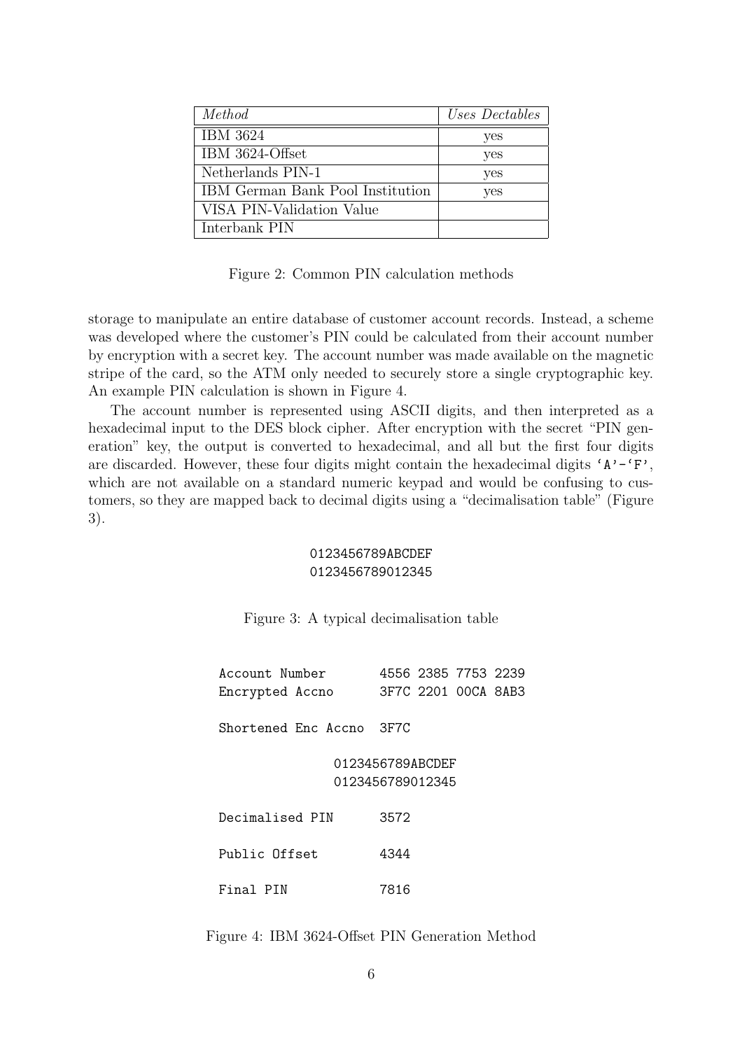| *Method* | *Uses Dectables* |
|---|---|
| IBM 3624 | yes |
| IBM 3624-Offset | yes |
| Netherlands PIN-1 | yes |
| IBM German Bank Pool Institution | yes |
| VISA PIN-Validation Value | |
| Interbank PIN | |

Figure 2: Common PIN calculation methods

storage to manipulate an entire database of customer account records. Instead, a scheme was developed where the customer's PIN could be calculated from their account number by encryption with a secret key. The account number was made available on the magnetic stripe of the card, so the ATM only needed to securely store a single cryptographic key. An example PIN calculation is shown in Figure 4.

The account number is represented using ASCII digits, and then interpreted as a hexadecimal input to the DES block cipher. After encryption with the secret "PIN generation" key, the output is converted to hexadecimal, and all but the first four digits are discarded. However, these four digits might contain the hexadecimal digits `'A'-'F'`, which are not available on a standard numeric keypad and would be confusing to customers, so they are mapped back to decimal digits using a "decimalisation table" (Figure 3).

```
0123456789ABCDEF
0123456789012345
```

Figure 3: A typical decimalisation table

```
Account Number        4556 2385 7753 2239
Encrypted Accno       3F7C 2201 00CA 8AB3

Shortened Enc Accno   3F7C

                   0123456789ABCDEF
                   0123456789012345

Decimalised PIN       3572

Public Offset         4344

Final PIN             7816
```

Figure 4: IBM 3624-Offset PIN Generation Method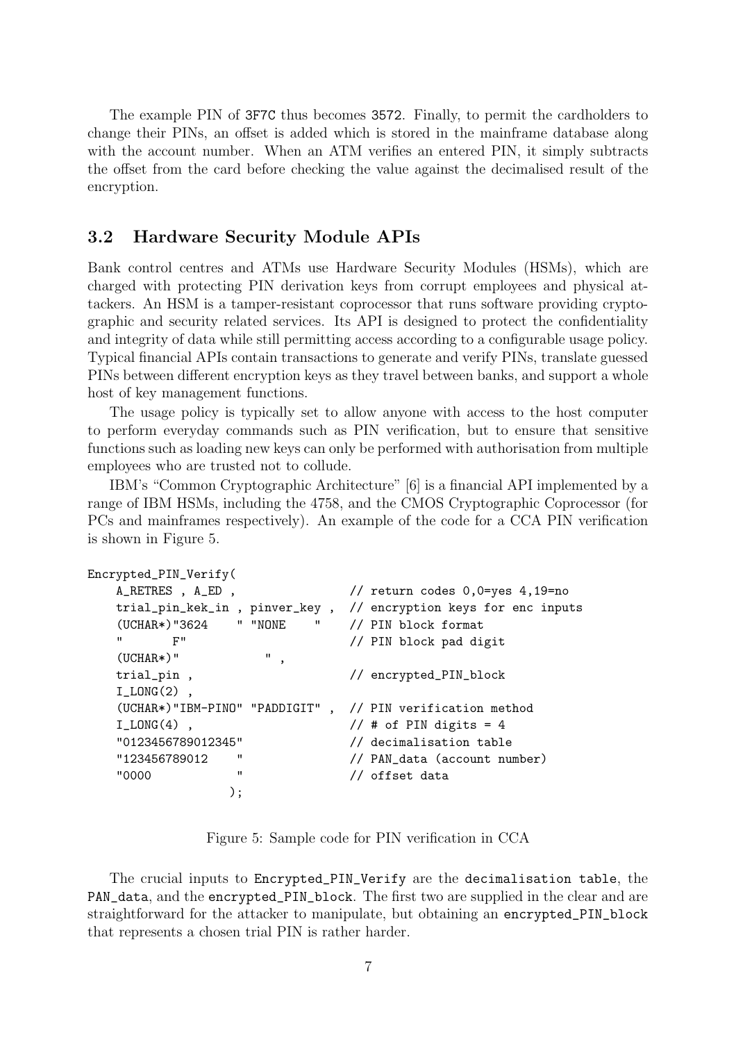The example PIN of 3F7C thus becomes 3572. Finally, to permit the cardholders to change their PINs, an offset is added which is stored in the mainframe database along with the account number. When an ATM verifies an entered PIN, it simply subtracts the offset from the card before checking the value against the decimalised result of the encryption.

## 3.2 Hardware Security Module APIs

Bank control centres and ATMs use Hardware Security Modules (HSMs), which are charged with protecting PIN derivation keys from corrupt employees and physical attackers. An HSM is a tamper-resistant coprocessor that runs software providing cryptographic and security related services. Its API is designed to protect the confidentiality and integrity of data while still permitting access according to a configurable usage policy. Typical financial APIs contain transactions to generate and verify PINs, translate guessed PINs between different encryption keys as they travel between banks, and support a whole host of key management functions.

The usage policy is typically set to allow anyone with access to the host computer to perform everyday commands such as PIN verification, but to ensure that sensitive functions such as loading new keys can only be performed with authorisation from multiple employees who are trusted not to collude.

IBM's "Common Cryptographic Architecture" [6] is a financial API implemented by a range of IBM HSMs, including the 4758, and the CMOS Cryptographic Coprocessor (for PCs and mainframes respectively). An example of the code for a CCA PIN verification is shown in Figure 5.

```
Encrypted_PIN_Verify(
    A_RETRES , A_ED ,                // return codes 0,0=yes 4,19=no
    trial_pin_kek_in , pinver_key ,  // encryption keys for enc inputs
    (UCHAR*)"3624    " "NONE    "    // PIN block format
    "       F"                       // PIN block pad digit
    (UCHAR*)"                " ,
    trial_pin ,                      // encrypted_PIN_block
    I_LONG(2) ,
    (UCHAR*)"IBM-PINO" "PADDIGIT" ,  // PIN verification method
    I_LONG(4) ,                      // # of PIN digits = 4
    "0123456789012345"               // decimalisation table
    "123456789012    "               // PAN_data (account number)
    "0000            "               // offset data
                );
```

Figure 5: Sample code for PIN verification in CCA

The crucial inputs to Encrypted_PIN_Verify are the decimalisation table, the PAN_data, and the encrypted_PIN_block. The first two are supplied in the clear and are straightforward for the attacker to manipulate, but obtaining an encrypted_PIN_block that represents a chosen trial PIN is rather harder.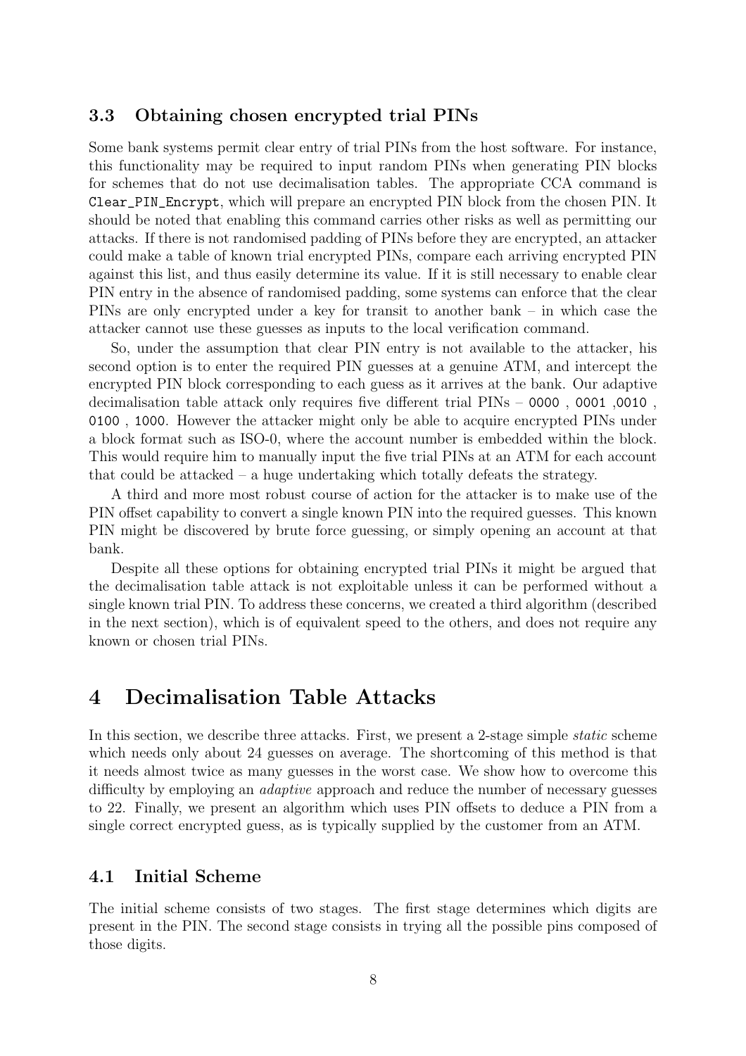### 3.3 Obtaining chosen encrypted trial PINs

Some bank systems permit clear entry of trial PINs from the host software. For instance, this functionality may be required to input random PINs when generating PIN blocks for schemes that do not use decimalisation tables. The appropriate CCA command is `Clear_PIN_Encrypt`, which will prepare an encrypted PIN block from the chosen PIN. It should be noted that enabling this command carries other risks as well as permitting our attacks. If there is not randomised padding of PINs before they are encrypted, an attacker could make a table of known trial encrypted PINs, compare each arriving encrypted PIN against this list, and thus easily determine its value. If it is still necessary to enable clear PIN entry in the absence of randomised padding, some systems can enforce that the clear PINs are only encrypted under a key for transit to another bank – in which case the attacker cannot use these guesses as inputs to the local verification command.

So, under the assumption that clear PIN entry is not available to the attacker, his second option is to enter the required PIN guesses at a genuine ATM, and intercept the encrypted PIN block corresponding to each guess as it arrives at the bank. Our adaptive decimalisation table attack only requires five different trial PINs – `0000` , `0001` ,`0010` , `0100` , `1000`. However the attacker might only be able to acquire encrypted PINs under a block format such as ISO-0, where the account number is embedded within the block. This would require him to manually input the five trial PINs at an ATM for each account that could be attacked – a huge undertaking which totally defeats the strategy.

A third and more most robust course of action for the attacker is to make use of the PIN offset capability to convert a single known PIN into the required guesses. This known PIN might be discovered by brute force guessing, or simply opening an account at that bank.

Despite all these options for obtaining encrypted trial PINs it might be argued that the decimalisation table attack is not exploitable unless it can be performed without a single known trial PIN. To address these concerns, we created a third algorithm (described in the next section), which is of equivalent speed to the others, and does not require any known or chosen trial PINs.

## 4 Decimalisation Table Attacks

In this section, we describe three attacks. First, we present a 2-stage simple *static* scheme which needs only about 24 guesses on average. The shortcoming of this method is that it needs almost twice as many guesses in the worst case. We show how to overcome this difficulty by employing an *adaptive* approach and reduce the number of necessary guesses to 22. Finally, we present an algorithm which uses PIN offsets to deduce a PIN from a single correct encrypted guess, as is typically supplied by the customer from an ATM.

### 4.1 Initial Scheme

The initial scheme consists of two stages. The first stage determines which digits are present in the PIN. The second stage consists in trying all the possible pins composed of those digits.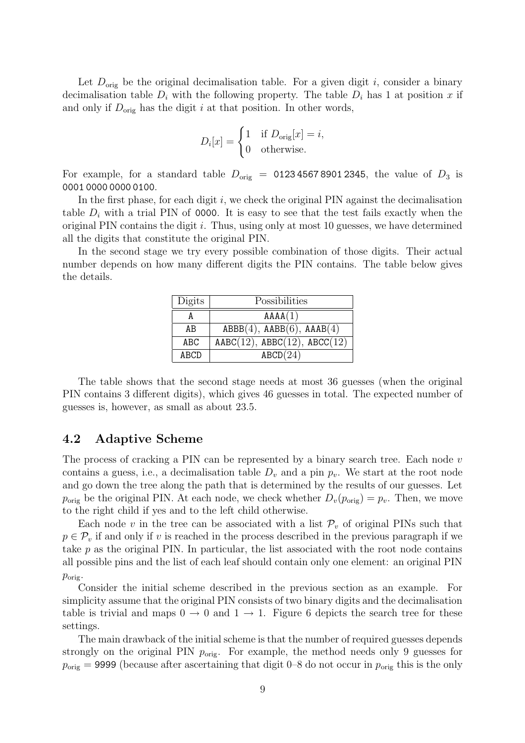Let $D_{\text{orig}}$ be the original decimalisation table. For a given digit $i$, consider a binary decimalisation table $D_i$ with the following property. The table $D_i$ has 1 at position $x$ if and only if $D_{\text{orig}}$ has the digit $i$ at that position. In other words,

$$D_i[x] = \begin{cases} 1 & \text{if } D_{\text{orig}}[x] = i, \\ 0 & \text{otherwise.} \end{cases}$$

For example, for a standard table $D_{\text{orig}}$ = 0123 4567 8901 2345, the value of $D_3$ is 0001 0000 0000 0100.

In the first phase, for each digit $i$, we check the original PIN against the decimalisation table $D_i$ with a trial PIN of 0000. It is easy to see that the test fails exactly when the original PIN contains the digit $i$. Thus, using only at most 10 guesses, we have determined all the digits that constitute the original PIN.

In the second stage we try every possible combination of those digits. Their actual number depends on how many different digits the PIN contains. The table below gives the details.

| Digits | Possibilities |
|---|---|
| A | AAAA(1) |
| AB | ABBB(4), AABB(6), AAAB(4) |
| ABC | AABC(12), ABBC(12), ABCC(12) |
| ABCD | ABCD(24) |

The table shows that the second stage needs at most 36 guesses (when the original PIN contains 3 different digits), which gives 46 guesses in total. The expected number of guesses is, however, as small as about 23.5.

## 4.2 Adaptive Scheme

The process of cracking a PIN can be represented by a binary search tree. Each node $v$ contains a guess, i.e., a decimalisation table $D_v$ and a pin $p_v$. We start at the root node and go down the tree along the path that is determined by the results of our guesses. Let $p_{\text{orig}}$ be the original PIN. At each node, we check whether $D_v(p_{\text{orig}}) = p_v$. Then, we move to the right child if yes and to the left child otherwise.

Each node $v$ in the tree can be associated with a list $\mathcal{P}_v$ of original PINs such that $p \in \mathcal{P}_v$ if and only if $v$ is reached in the process described in the previous paragraph if we take $p$ as the original PIN. In particular, the list associated with the root node contains all possible pins and the list of each leaf should contain only one element: an original PIN $p_{\text{orig}}$.

Consider the initial scheme described in the previous section as an example. For simplicity assume that the original PIN consists of two binary digits and the decimalisation table is trivial and maps $0 \to 0$ and $1 \to 1$. Figure 6 depicts the search tree for these settings.

The main drawback of the initial scheme is that the number of required guesses depends strongly on the original PIN $p_{\text{orig}}$. For example, the method needs only 9 guesses for $p_{\text{orig}}$ = 9999 (because after ascertaining that digit 0–8 do not occur in $p_{\text{orig}}$ this is the only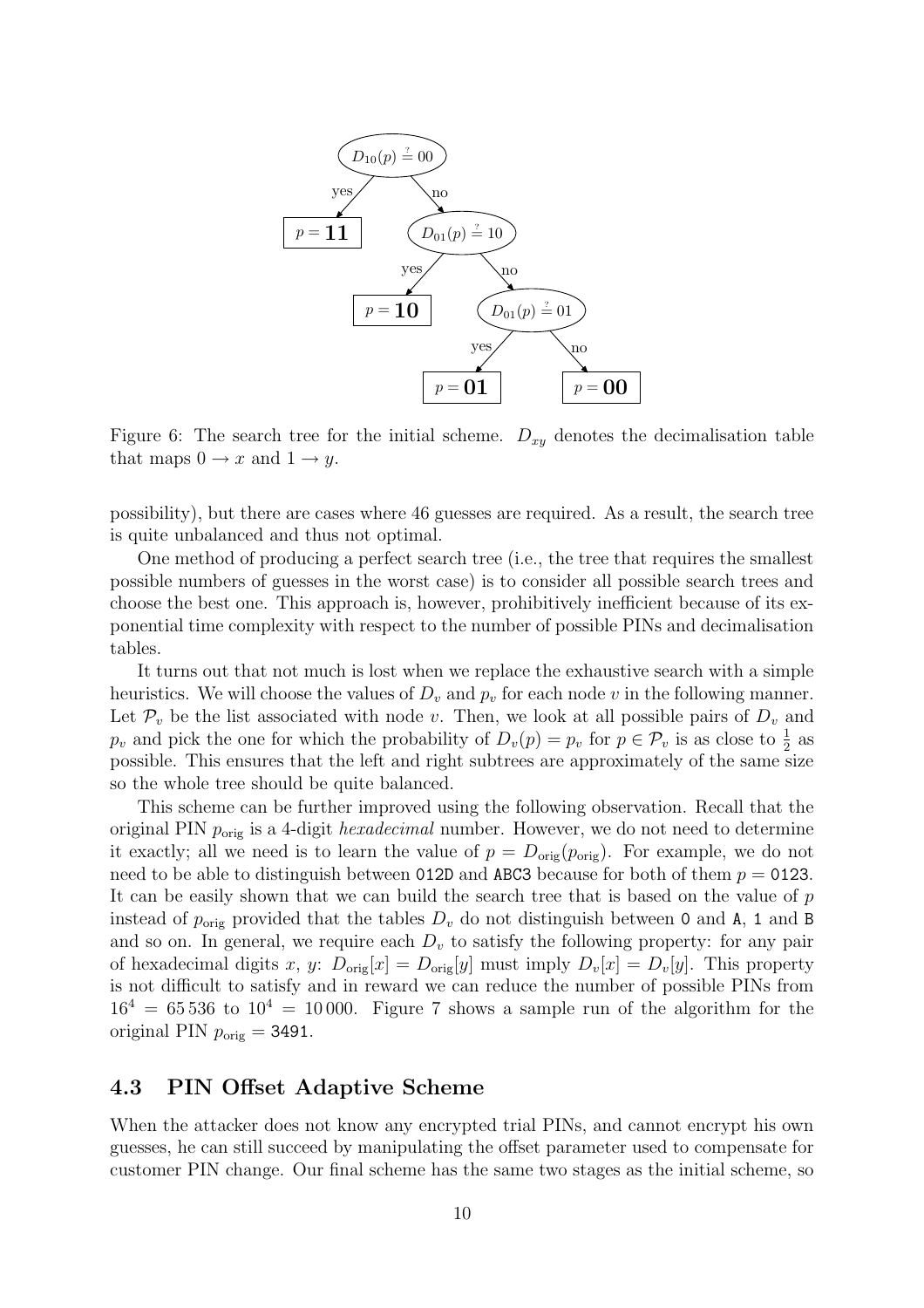$D_{10}(p) \stackrel{?}{=} 00$

yes

no

$p = \mathbf{11}$

$D_{01}(p) \stackrel{?}{=} 10$

yes

no

$p = \mathbf{10}$

$D_{01}(p) \stackrel{?}{=} 01$

yes

no

$p = \mathbf{01}$

$p = \mathbf{00}$

Figure 6: The search tree for the initial scheme. $D_{xy}$ denotes the decimalisation table that maps $0 \to x$ and $1 \to y$.

possibility), but there are cases where 46 guesses are required. As a result, the search tree is quite unbalanced and thus not optimal.

One method of producing a perfect search tree (i.e., the tree that requires the smallest possible numbers of guesses in the worst case) is to consider all possible search trees and choose the best one. This approach is, however, prohibitively inefficient because of its exponential time complexity with respect to the number of possible PINs and decimalisation tables.

It turns out that not much is lost when we replace the exhaustive search with a simple heuristics. We will choose the values of $D_v$ and $p_v$ for each node $v$ in the following manner. Let $\mathcal{P}_v$ be the list associated with node $v$. Then, we look at all possible pairs of $D_v$ and $p_v$ and pick the one for which the probability of $D_v(p) = p_v$ for $p \in \mathcal{P}_v$ is as close to $\frac{1}{2}$ as possible. This ensures that the left and right subtrees are approximately of the same size so the whole tree should be quite balanced.

This scheme can be further improved using the following observation. Recall that the original PIN $p_{\text{orig}}$ is a 4-digit *hexadecimal* number. However, we do not need to determine it exactly; all we need is to learn the value of $p = D_{\text{orig}}(p_{\text{orig}})$. For example, we do not need to be able to distinguish between 012D and ABC3 because for both of them $p =$ 0123. It can be easily shown that we can build the search tree that is based on the value of $p$ instead of $p_{\text{orig}}$ provided that the tables $D_v$ do not distinguish between 0 and A, 1 and B and so on. In general, we require each $D_v$ to satisfy the following property: for any pair of hexadecimal digits $x$, $y$: $D_{\text{orig}}[x] = D_{\text{orig}}[y]$ must imply $D_v[x] = D_v[y]$. This property is not difficult to satisfy and in reward we can reduce the number of possible PINs from $16^4 = 65\,536$ to $10^4 = 10\,000$. Figure 7 shows a sample run of the algorithm for the original PIN $p_{\text{orig}} =$ 3491.

### 4.3 PIN Offset Adaptive Scheme

When the attacker does not know any encrypted trial PINs, and cannot encrypt his own guesses, he can still succeed by manipulating the offset parameter used to compensate for customer PIN change. Our final scheme has the same two stages as the initial scheme, so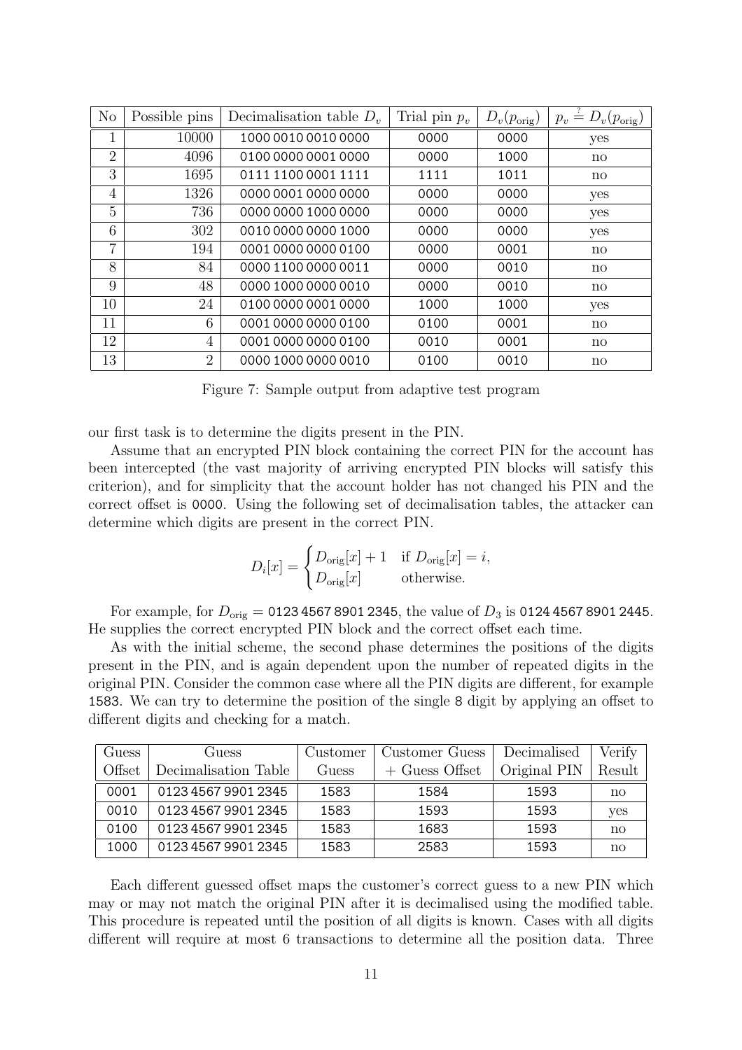| No | Possible pins | Decimalisation table $D_v$ | Trial pin $p_v$ | $D_v(p_{\text{orig}})$ | $p_v \stackrel{?}{=} D_v(p_{\text{orig}})$ |
|---|---|---|---|---|---|
| 1 | 10000 | 1000 0010 0010 0000 | 0000 | 0000 | yes |
| 2 | 4096 | 0100 0000 0001 0000 | 0000 | 1000 | no |
| 3 | 1695 | 0111 1100 0001 1111 | 1111 | 1011 | no |
| 4 | 1326 | 0000 0001 0000 0000 | 0000 | 0000 | yes |
| 5 | 736 | 0000 0000 1000 0000 | 0000 | 0000 | yes |
| 6 | 302 | 0010 0000 0000 1000 | 0000 | 0000 | yes |
| 7 | 194 | 0001 0000 0000 0100 | 0000 | 0001 | no |
| 8 | 84 | 0000 1100 0000 0011 | 0000 | 0010 | no |
| 9 | 48 | 0000 1000 0000 0010 | 0000 | 0010 | no |
| 10 | 24 | 0100 0000 0001 0000 | 1000 | 1000 | yes |
| 11 | 6 | 0001 0000 0000 0100 | 0100 | 0001 | no |
| 12 | 4 | 0001 0000 0000 0100 | 0010 | 0001 | no |
| 13 | 2 | 0000 1000 0000 0010 | 0100 | 0010 | no |

Figure 7: Sample output from adaptive test program

our first task is to determine the digits present in the PIN.

Assume that an encrypted PIN block containing the correct PIN for the account has been intercepted (the vast majority of arriving encrypted PIN blocks will satisfy this criterion), and for simplicity that the account holder has not changed his PIN and the correct offset is 0000. Using the following set of decimalisation tables, the attacker can determine which digits are present in the correct PIN.

$$D_i[x] = \begin{cases} D_{\text{orig}}[x] + 1 & \text{if } D_{\text{orig}}[x] = i, \\ D_{\text{orig}}[x] & \text{otherwise.} \end{cases}$$

For example, for $D_{\text{orig}} =$ 0123 4567 8901 2345, the value of $D_3$ is 0124 4567 8901 2445. He supplies the correct encrypted PIN block and the correct offset each time.

As with the initial scheme, the second phase determines the positions of the digits present in the PIN, and is again dependent upon the number of repeated digits in the original PIN. Consider the common case where all the PIN digits are different, for example 1583. We can try to determine the position of the single 8 digit by applying an offset to different digits and checking for a match.

| Guess Offset | Guess Decimalisation Table | Customer Guess | Customer Guess + Guess Offset | Decimalised Original PIN | Verify Result |
|---|---|---|---|---|---|
| 0001 | 0123 4567 9901 2345 | 1583 | 1584 | 1593 | no |
| 0010 | 0123 4567 9901 2345 | 1583 | 1593 | 1593 | yes |
| 0100 | 0123 4567 9901 2345 | 1583 | 1683 | 1593 | no |
| 1000 | 0123 4567 9901 2345 | 1583 | 2583 | 1593 | no |

Each different guessed offset maps the customer's correct guess to a new PIN which may or may not match the original PIN after it is decimalised using the modified table. This procedure is repeated until the position of all digits is known. Cases with all digits different will require at most 6 transactions to determine all the position data. Three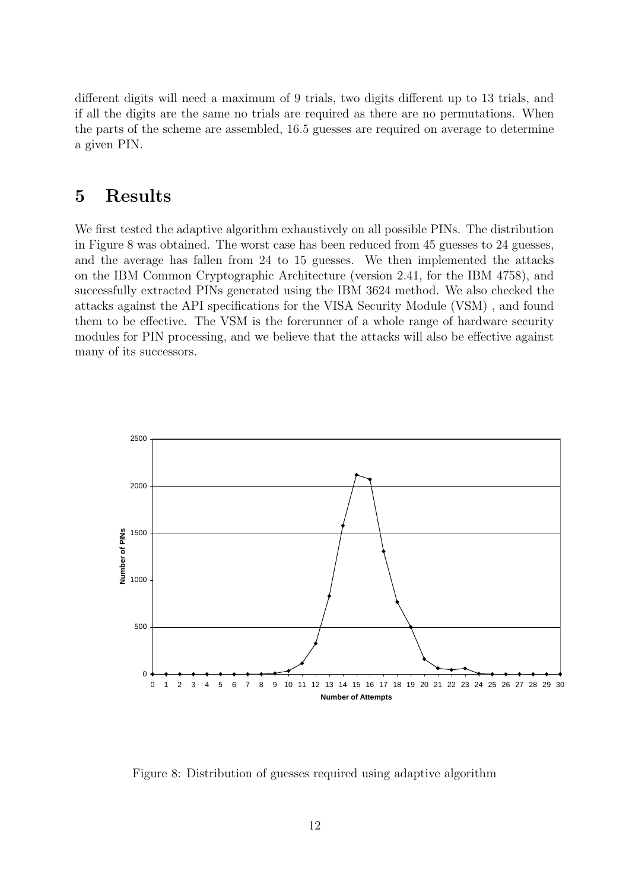different digits will need a maximum of 9 trials, two digits different up to 13 trials, and if all the digits are the same no trials are required as there are no permutations. When the parts of the scheme are assembled, 16.5 guesses are required on average to determine a given PIN.

# 5 Results

We first tested the adaptive algorithm exhaustively on all possible PINs. The distribution in Figure 8 was obtained. The worst case has been reduced from 45 guesses to 24 guesses, and the average has fallen from 24 to 15 guesses. We then implemented the attacks on the IBM Common Cryptographic Architecture (version 2.41, for the IBM 4758), and successfully extracted PINs generated using the IBM 3624 method. We also checked the attacks against the API specifications for the VISA Security Module (VSM) , and found them to be effective. The VSM is the forerunner of a whole range of hardware security modules for PIN processing, and we believe that the attacks will also be effective against many of its successors.

Number of PINs
2500
2000
1500
1000
500
0

Number of Attempts
0 1 2 3 4 5 6 7 8 9 10 11 12 13 14 15 16 17 18 19 20 21 22 23 24 25 26 27 28 29 30

Figure 8: Distribution of guesses required using adaptive algorithm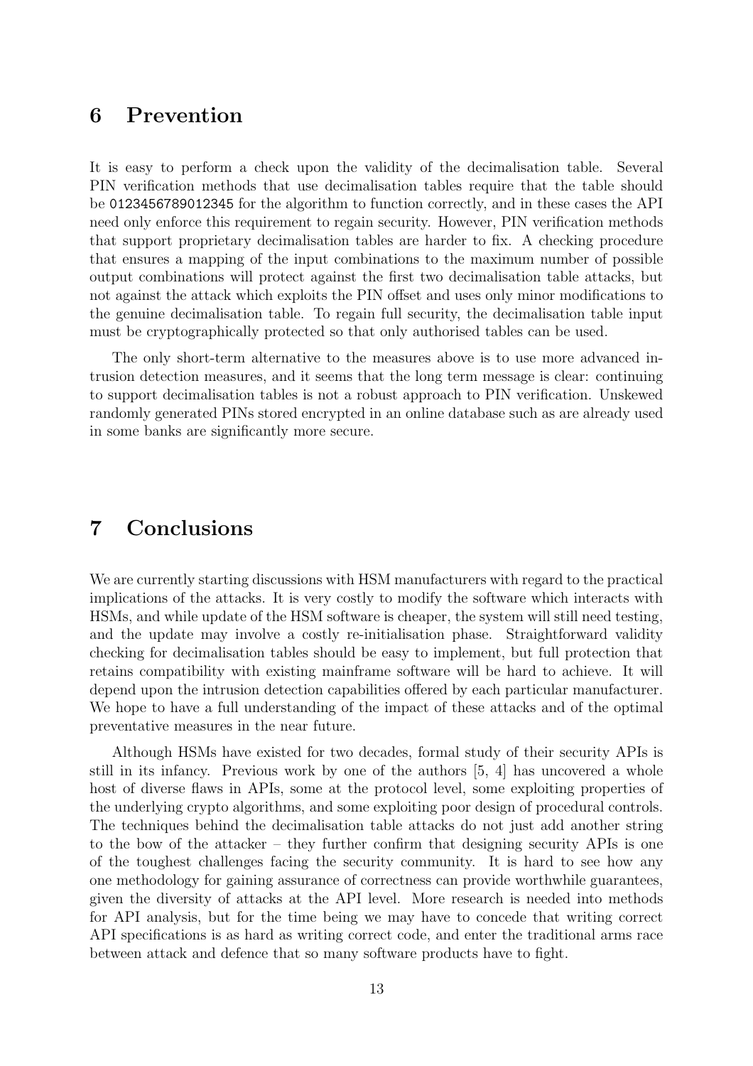## 6 Prevention

It is easy to perform a check upon the validity of the decimalisation table. Several PIN verification methods that use decimalisation tables require that the table should be `0123456789012345` for the algorithm to function correctly, and in these cases the API need only enforce this requirement to regain security. However, PIN verification methods that support proprietary decimalisation tables are harder to fix. A checking procedure that ensures a mapping of the input combinations to the maximum number of possible output combinations will protect against the first two decimalisation table attacks, but not against the attack which exploits the PIN offset and uses only minor modifications to the genuine decimalisation table. To regain full security, the decimalisation table input must be cryptographically protected so that only authorised tables can be used.

The only short-term alternative to the measures above is to use more advanced intrusion detection measures, and it seems that the long term message is clear: continuing to support decimalisation tables is not a robust approach to PIN verification. Unskewed randomly generated PINs stored encrypted in an online database such as are already used in some banks are significantly more secure.

## 7 Conclusions

We are currently starting discussions with HSM manufacturers with regard to the practical implications of the attacks. It is very costly to modify the software which interacts with HSMs, and while update of the HSM software is cheaper, the system will still need testing, and the update may involve a costly re-initialisation phase. Straightforward validity checking for decimalisation tables should be easy to implement, but full protection that retains compatibility with existing mainframe software will be hard to achieve. It will depend upon the intrusion detection capabilities offered by each particular manufacturer. We hope to have a full understanding of the impact of these attacks and of the optimal preventative measures in the near future.

Although HSMs have existed for two decades, formal study of their security APIs is still in its infancy. Previous work by one of the authors [5, 4] has uncovered a whole host of diverse flaws in APIs, some at the protocol level, some exploiting properties of the underlying crypto algorithms, and some exploiting poor design of procedural controls. The techniques behind the decimalisation table attacks do not just add another string to the bow of the attacker – they further confirm that designing security APIs is one of the toughest challenges facing the security community. It is hard to see how any one methodology for gaining assurance of correctness can provide worthwhile guarantees, given the diversity of attacks at the API level. More research is needed into methods for API analysis, but for the time being we may have to concede that writing correct API specifications is as hard as writing correct code, and enter the traditional arms race between attack and defence that so many software products have to fight.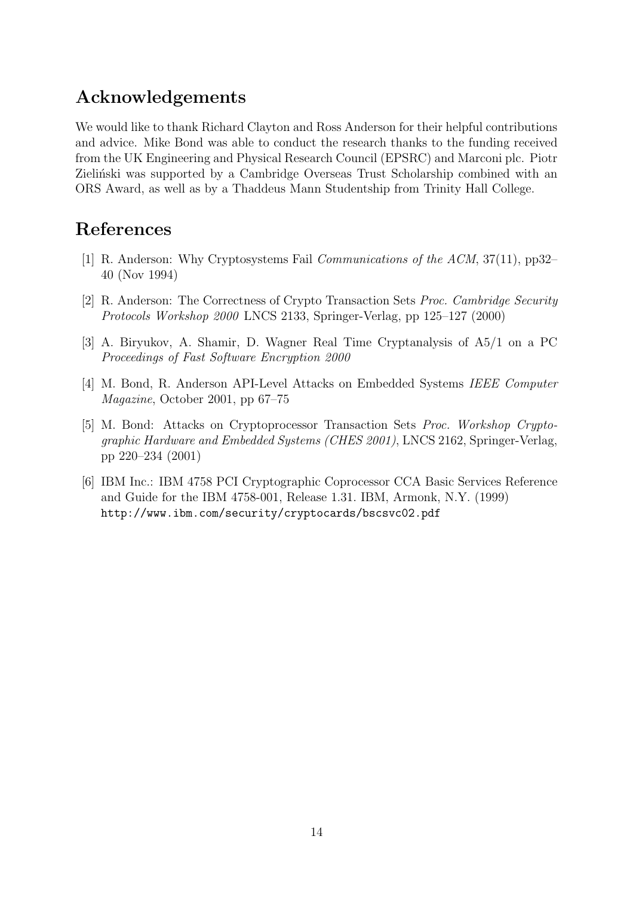## Acknowledgements

We would like to thank Richard Clayton and Ross Anderson for their helpful contributions and advice. Mike Bond was able to conduct the research thanks to the funding received from the UK Engineering and Physical Research Council (EPSRC) and Marconi plc. Piotr Zieliński was supported by a Cambridge Overseas Trust Scholarship combined with an ORS Award, as well as by a Thaddeus Mann Studentship from Trinity Hall College.

## References

[1] R. Anderson: Why Cryptosystems Fail *Communications of the ACM*, 37(11), pp32–40 (Nov 1994)

[2] R. Anderson: The Correctness of Crypto Transaction Sets *Proc. Cambridge Security Protocols Workshop 2000* LNCS 2133, Springer-Verlag, pp 125–127 (2000)

[3] A. Biryukov, A. Shamir, D. Wagner Real Time Cryptanalysis of A5/1 on a PC *Proceedings of Fast Software Encryption 2000*

[4] M. Bond, R. Anderson API-Level Attacks on Embedded Systems *IEEE Computer Magazine*, October 2001, pp 67–75

[5] M. Bond: Attacks on Cryptoprocessor Transaction Sets *Proc. Workshop Cryptographic Hardware and Embedded Systems (CHES 2001)*, LNCS 2162, Springer-Verlag, pp 220–234 (2001)

[6] IBM Inc.: IBM 4758 PCI Cryptographic Coprocessor CCA Basic Services Reference and Guide for the IBM 4758-001, Release 1.31. IBM, Armonk, N.Y. (1999) `http://www.ibm.com/security/cryptocards/bscsvc02.pdf`